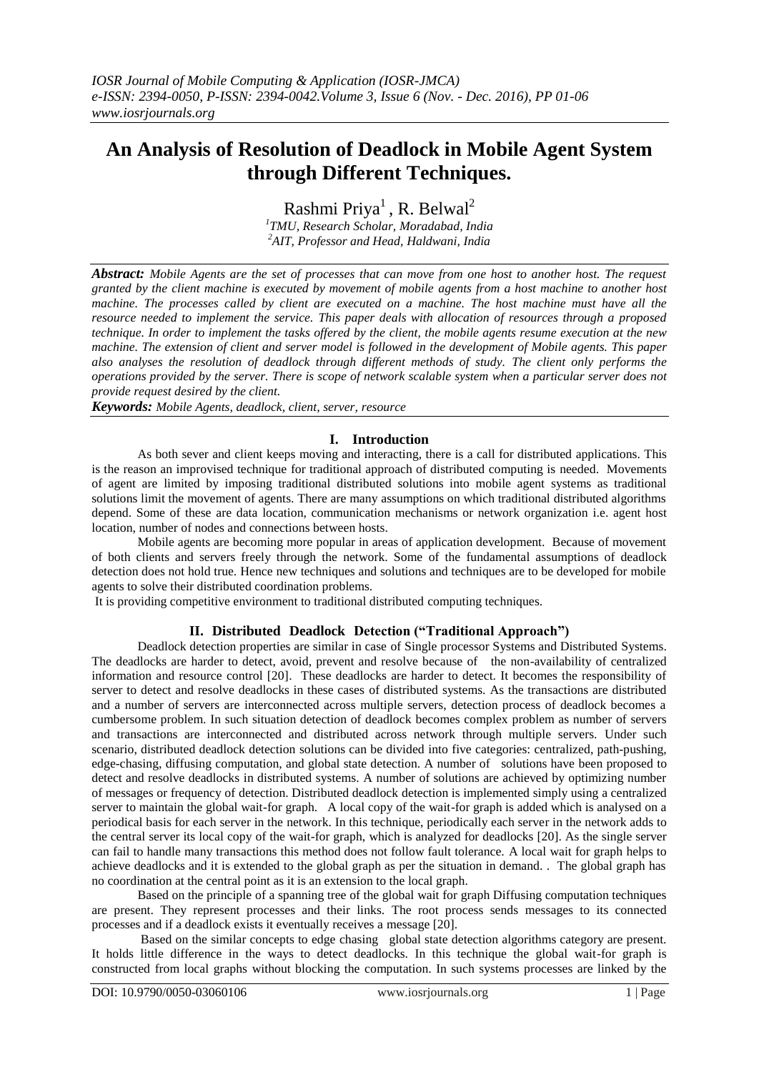# An Analysis of Resolution of Deadlock in Mobile Agent System through Different Techniques.

Rashmi Priya[1] , R. Belwal[2]

[1]TMU, Research Scholar, Moradabad, India
[2]AIT, Professor and Head, Haldwani, India

***Abstract:*** *Mobile Agents are the set of processes that can move from one host to another host. The request granted by the client machine is executed by movement of mobile agents from a host machine to another host machine. The processes called by client are executed on a machine. The host machine must have all the resource needed to implement the service. This paper deals with allocation of resources through a proposed technique. In order to implement the tasks offered by the client, the mobile agents resume execution at the new machine. The extension of client and server model is followed in the development of Mobile agents. This paper also analyses the resolution of deadlock through different methods of study. The client only performs the operations provided by the server. There is scope of network scalable system when a particular server does not provide request desired by the client.*

***Keywords:*** *Mobile Agents, deadlock, client, server, resource*

## I. Introduction

As both sever and client keeps moving and interacting, there is a call for distributed applications. This is the reason an improvised technique for traditional approach of distributed computing is needed. Movements of agent are limited by imposing traditional distributed solutions into mobile agent systems as traditional solutions limit the movement of agents. There are many assumptions on which traditional distributed algorithms depend. Some of these are data location, communication mechanisms or network organization i.e. agent host location, number of nodes and connections between hosts.

Mobile agents are becoming more popular in areas of application development. Because of movement of both clients and servers freely through the network. Some of the fundamental assumptions of deadlock detection does not hold true. Hence new techniques and solutions and techniques are to be developed for mobile agents to solve their distributed coordination problems.

It is providing competitive environment to traditional distributed computing techniques.

## II. Distributed Deadlock Detection ("Traditional Approach")

Deadlock detection properties are similar in case of Single processor Systems and Distributed Systems. The deadlocks are harder to detect, avoid, prevent and resolve because of the non-availability of centralized information and resource control [20]. These deadlocks are harder to detect. It becomes the responsibility of server to detect and resolve deadlocks in these cases of distributed systems. As the transactions are distributed and a number of servers are interconnected across multiple servers, detection process of deadlock becomes a cumbersome problem. In such situation detection of deadlock becomes complex problem as number of servers and transactions are interconnected and distributed across network through multiple servers. Under such scenario, distributed deadlock detection solutions can be divided into five categories: centralized, path-pushing, edge-chasing, diffusing computation, and global state detection. A number of solutions have been proposed to detect and resolve deadlocks in distributed systems. A number of solutions are achieved by optimizing number of messages or frequency of detection. Distributed deadlock detection is implemented simply using a centralized server to maintain the global wait-for graph. A local copy of the wait-for graph is added which is analysed on a periodical basis for each server in the network. In this technique, periodically each server in the network adds to the central server its local copy of the wait-for graph, which is analyzed for deadlocks [20]. As the single server can fail to handle many transactions this method does not follow fault tolerance. A local wait for graph helps to achieve deadlocks and it is extended to the global graph as per the situation in demand. . The global graph has no coordination at the central point as it is an extension to the local graph.

Based on the principle of a spanning tree of the global wait for graph Diffusing computation techniques are present. They represent processes and their links. The root process sends messages to its connected processes and if a deadlock exists it eventually receives a message [20].

Based on the similar concepts to edge chasing global state detection algorithms category are present. It holds little difference in the ways to detect deadlocks. In this technique the global wait-for graph is constructed from local graphs without blocking the computation. In such systems processes are linked by the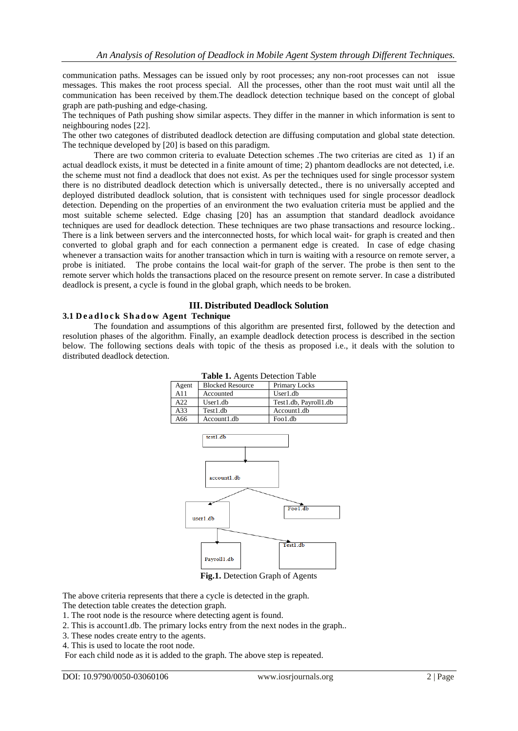communication paths. Messages can be issued only by root processes; any non-root processes can not issue messages. This makes the root process special. All the processes, other than the root must wait until all the communication has been received by them.The deadlock detection technique based on the concept of global graph are path-pushing and edge-chasing.

The techniques of Path pushing show similar aspects. They differ in the manner in which information is sent to neighbouring nodes [22].

The other two categones of distributed deadlock detection are diffusing computation and global state detection. The technique developed by [20] is based on this paradigm.

There are two common criteria to evaluate Detection schemes .The two criterias are cited as 1) if an actual deadlock exists, it must be detected in a finite amount of time; 2) phantom deadlocks are not detected, i.e. the scheme must not find a deadlock that does not exist. As per the techniques used for single processor system there is no distributed deadlock detection which is universally detected., there is no universally accepted and deployed distributed deadlock solution, that is consistent with techniques used for single processor deadlock detection. Depending on the properties of an environment the two evaluation criteria must be applied and the most suitable scheme selected. Edge chasing [20] has an assumption that standard deadlock avoidance techniques are used for deadlock detection. These techniques are two phase transactions and resource locking.. There is a link between servers and the interconnected hosts, for which local wait- for graph is created and then converted to global graph and for each connection a permanent edge is created. In case of edge chasing whenever a transaction waits for another transaction which in turn is waiting with a resource on remote server, a probe is initiated. The probe contains the local wait-for graph of the server. The probe is then sent to the remote server which holds the transactions placed on the resource present on remote server. In case a distributed deadlock is present, a cycle is found in the global graph, which needs to be broken.

## III. Distributed Deadlock Solution

### 3.1 Deadlock Shadow Agent Technique

The foundation and assumptions of this algorithm are presented first, followed by the detection and resolution phases of the algorithm. Finally, an example deadlock detection process is described in the section below. The following sections deals with topic of the thesis as proposed i.e., it deals with the solution to distributed deadlock detection.

**Table 1.** Agents Detection Table

| Agent | Blocked Resource | Primary Locks |
|---|---|---|
| A11 | Accounted | User1.db |
| A22 | User1.db | Test1.db, Payroll1.db |
| A33 | Test1.db | Account1.db |
| A66 | Account1.db | Foo1.db |

**Fig.1.** Detection Graph of Agents

The above criteria represents that there a cycle is detected in the graph.

The detection table creates the detection graph.

1. The root node is the resource where detecting agent is found.
2. This is account1.db. The primary locks entry from the next nodes in the graph..
3. These nodes create entry to the agents.
4. This is used to locate the root node.

For each child node as it is added to the graph. The above step is repeated.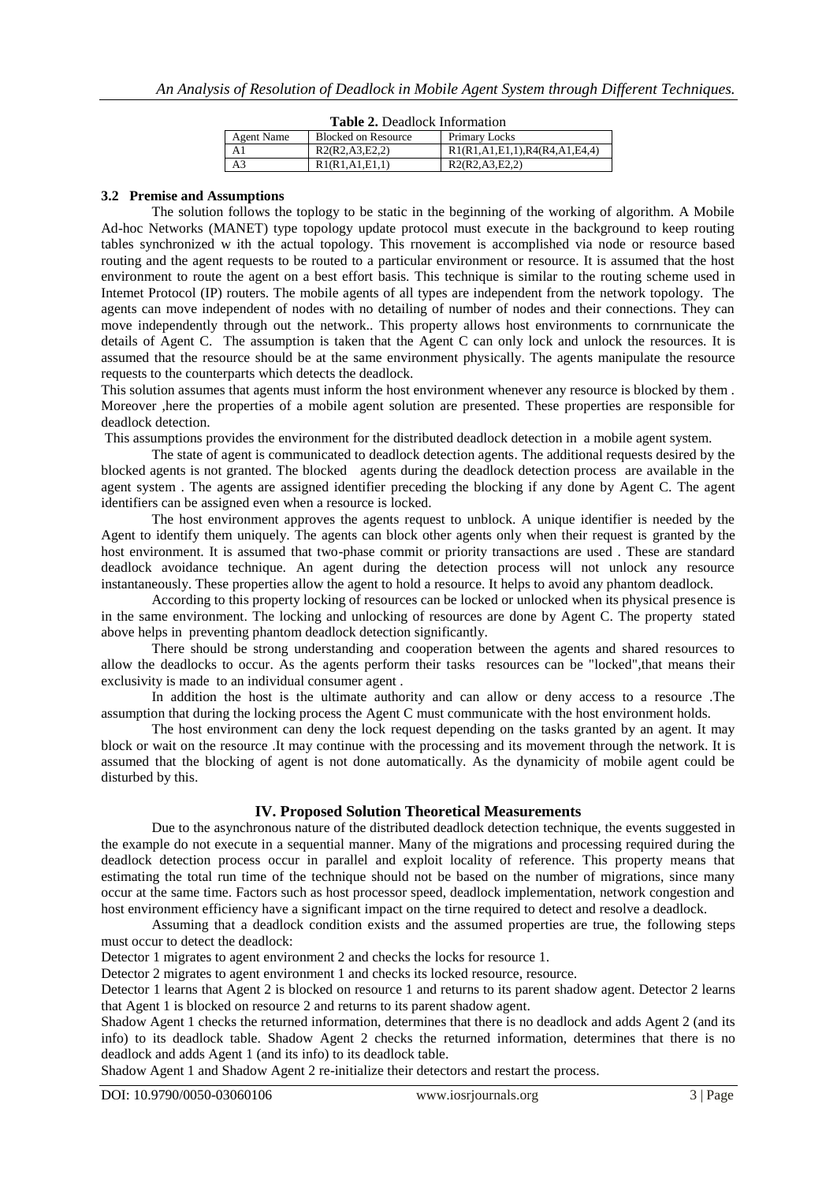**Table 2.** Deadlock Information

| Agent Name | Blocked on Resource | Primary Locks |
| --- | --- | --- |
| A1 | R2(R2,A3,E2,2) | R1(R1,A1,E1,1),R4(R4,A1,E4,4) |
| A3 | R1(R1,A1,E1,1) | R2(R2,A3,E2,2) |

### 3.2 Premise and Assumptions

The solution follows the toplogy to be static in the beginning of the working of algorithm. A Mobile Ad-hoc Networks (MANET) type topology update protocol must execute in the background to keep routing tables synchronized w ith the actual topology. This rnovement is accomplished via node or resource based routing and the agent requests to be routed to a particular environment or resource. It is assumed that the host environment to route the agent on a best effort basis. This technique is similar to the routing scheme used in Intemet Protocol (IP) routers. The mobile agents of all types are independent from the network topology. The agents can move independent of nodes with no detailing of number of nodes and their connections. They can move independently through out the network.. This property allows host environments to cornrnunicate the details of Agent C. The assumption is taken that the Agent C can only lock and unlock the resources. It is assumed that the resource should be at the same environment physically. The agents manipulate the resource requests to the counterparts which detects the deadlock.

This solution assumes that agents must inform the host environment whenever any resource is blocked by them . Moreover ,here the properties of a mobile agent solution are presented. These properties are responsible for deadlock detection.

This assumptions provides the environment for the distributed deadlock detection in a mobile agent system.

The state of agent is communicated to deadlock detection agents. The additional requests desired by the blocked agents is not granted. The blocked agents during the deadlock detection process are available in the agent system . The agents are assigned identifier preceding the blocking if any done by Agent C. The agent identifiers can be assigned even when a resource is locked.

The host environment approves the agents request to unblock. A unique identifier is needed by the Agent to identify them uniquely. The agents can block other agents only when their request is granted by the host environment. It is assumed that two-phase commit or priority transactions are used . These are standard deadlock avoidance technique. An agent during the detection process will not unlock any resource instantaneously. These properties allow the agent to hold a resource. It helps to avoid any phantom deadlock.

According to this property locking of resources can be locked or unlocked when its physical presence is in the same environment. The locking and unlocking of resources are done by Agent C. The property stated above helps in preventing phantom deadlock detection significantly.

There should be strong understanding and cooperation between the agents and shared resources to allow the deadlocks to occur. As the agents perform their tasks resources can be "locked",that means their exclusivity is made to an individual consumer agent .

In addition the host is the ultimate authority and can allow or deny access to a resource .The assumption that during the locking process the Agent C must communicate with the host environment holds.

The host environment can deny the lock request depending on the tasks granted by an agent. It may block or wait on the resource .It may continue with the processing and its movement through the network. It is assumed that the blocking of agent is not done automatically. As the dynamicity of mobile agent could be disturbed by this.

## IV. Proposed Solution Theoretical Measurements

Due to the asynchronous nature of the distributed deadlock detection technique, the events suggested in the example do not execute in a sequential manner. Many of the migrations and processing required during the deadlock detection process occur in parallel and exploit locality of reference. This property means that estimating the total run time of the technique should not be based on the number of migrations, since many occur at the same time. Factors such as host processor speed, deadlock implementation, network congestion and host environment efficiency have a significant impact on the tirne required to detect and resolve a deadlock.

Assuming that a deadlock condition exists and the assumed properties are true, the following steps must occur to detect the deadlock:

Detector 1 migrates to agent environment 2 and checks the locks for resource 1.

Detector 2 migrates to agent environment 1 and checks its locked resource, resource.

Detector 1 learns that Agent 2 is blocked on resource 1 and returns to its parent shadow agent. Detector 2 learns that Agent 1 is blocked on resource 2 and returns to its parent shadow agent.

Shadow Agent 1 checks the returned information, determines that there is no deadlock and adds Agent 2 (and its info) to its deadlock table. Shadow Agent 2 checks the returned information, determines that there is no deadlock and adds Agent 1 (and its info) to its deadlock table.

Shadow Agent 1 and Shadow Agent 2 re-initialize their detectors and restart the process.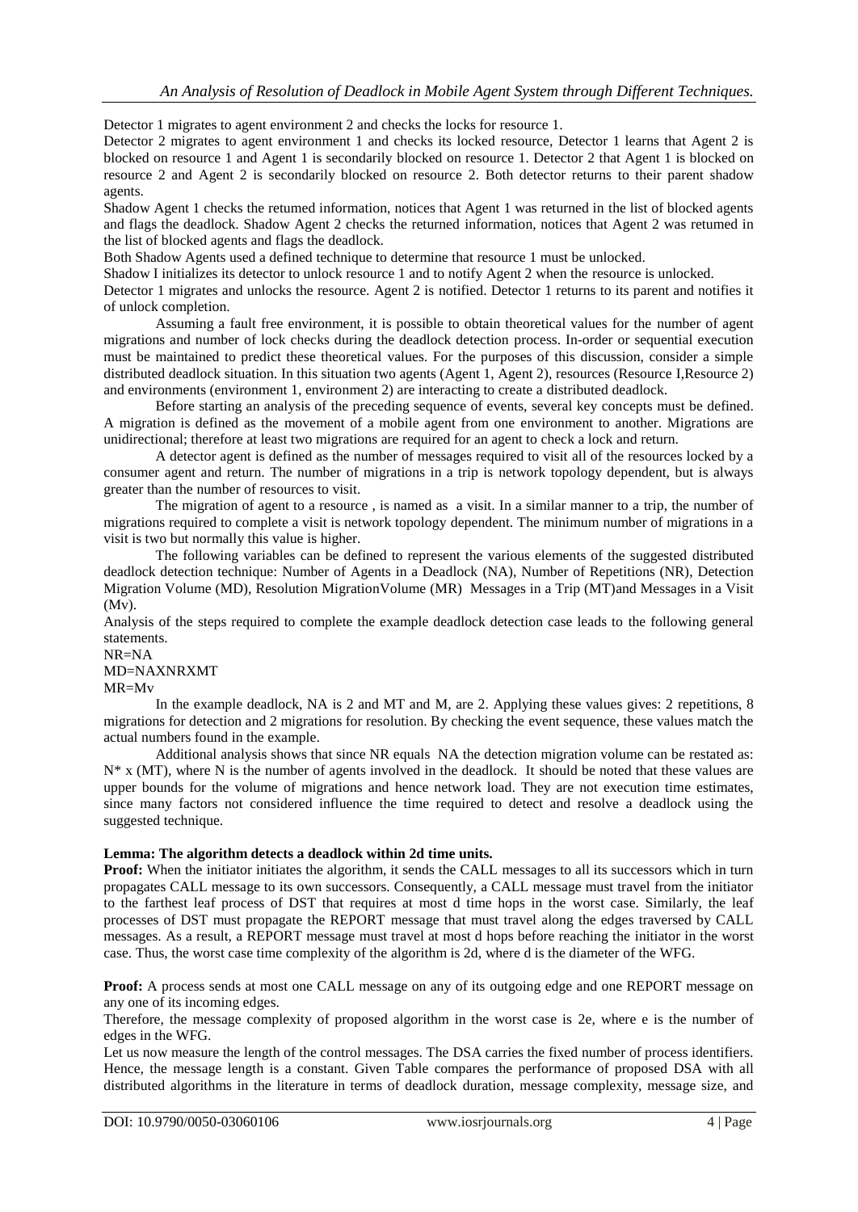Detector 1 migrates to agent environment 2 and checks the locks for resource 1.

Detector 2 migrates to agent environment 1 and checks its locked resource, Detector 1 learns that Agent 2 is blocked on resource 1 and Agent 1 is secondarily blocked on resource 1. Detector 2 that Agent 1 is blocked on resource 2 and Agent 2 is secondarily blocked on resource 2. Both detector returns to their parent shadow agents.

Shadow Agent 1 checks the retumed information, notices that Agent 1 was returned in the list of blocked agents and flags the deadlock. Shadow Agent 2 checks the returned information, notices that Agent 2 was retumed in the list of blocked agents and flags the deadlock.

Both Shadow Agents used a defined technique to determine that resource 1 must be unlocked.

Shadow I initializes its detector to unlock resource 1 and to notify Agent 2 when the resource is unlocked.

Detector 1 migrates and unlocks the resource. Agent 2 is notified. Detector 1 returns to its parent and notifies it of unlock completion.

Assuming a fault free environment, it is possible to obtain theoretical values for the number of agent migrations and number of lock checks during the deadlock detection process. In-order or sequential execution must be maintained to predict these theoretical values. For the purposes of this discussion, consider a simple distributed deadlock situation. In this situation two agents (Agent 1, Agent 2), resources (Resource I,Resource 2) and environments (environment 1, environment 2) are interacting to create a distributed deadlock.

Before starting an analysis of the preceding sequence of events, several key concepts must be defined. A migration is defined as the movement of a mobile agent from one environment to another. Migrations are unidirectional; therefore at least two migrations are required for an agent to check a lock and return.

A detector agent is defined as the number of messages required to visit all of the resources locked by a consumer agent and return. The number of migrations in a trip is network topology dependent, but is always greater than the number of resources to visit.

The migration of agent to a resource , is named as a visit. In a similar manner to a trip, the number of migrations required to complete a visit is network topology dependent. The minimum number of migrations in a visit is two but normally this value is higher.

The following variables can be defined to represent the various elements of the suggested distributed deadlock detection technique: Number of Agents in a Deadlock (NA), Number of Repetitions (NR), Detection Migration Volume (MD), Resolution MigrationVolume (MR) Messages in a Trip (MT)and Messages in a Visit (Mv).

Analysis of the steps required to complete the example deadlock detection case leads to the following general statements.

NR=NA

MD=NAXNRXMT

MR=Mv

In the example deadlock, NA is 2 and MT and M, are 2. Applying these values gives: 2 repetitions, 8 migrations for detection and 2 migrations for resolution. By checking the event sequence, these values match the actual numbers found in the example.

Additional analysis shows that since NR equals NA the detection migration volume can be restated as: N* x (MT), where N is the number of agents involved in the deadlock. It should be noted that these values are upper bounds for the volume of migrations and hence network load. They are not execution time estimates, since many factors not considered influence the time required to detect and resolve a deadlock using the suggested technique.

**Lemma: The algorithm detects a deadlock within 2d time units.**

**Proof:** When the initiator initiates the algorithm, it sends the CALL messages to all its successors which in turn propagates CALL message to its own successors. Consequently, a CALL message must travel from the initiator to the farthest leaf process of DST that requires at most d time hops in the worst case. Similarly, the leaf processes of DST must propagate the REPORT message that must travel along the edges traversed by CALL messages. As a result, a REPORT message must travel at most d hops before reaching the initiator in the worst case. Thus, the worst case time complexity of the algorithm is 2d, where d is the diameter of the WFG.

**Proof:** A process sends at most one CALL message on any of its outgoing edge and one REPORT message on any one of its incoming edges.

Therefore, the message complexity of proposed algorithm in the worst case is 2e, where e is the number of edges in the WFG.

Let us now measure the length of the control messages. The DSA carries the fixed number of process identifiers. Hence, the message length is a constant. Given Table compares the performance of proposed DSA with all distributed algorithms in the literature in terms of deadlock duration, message complexity, message size, and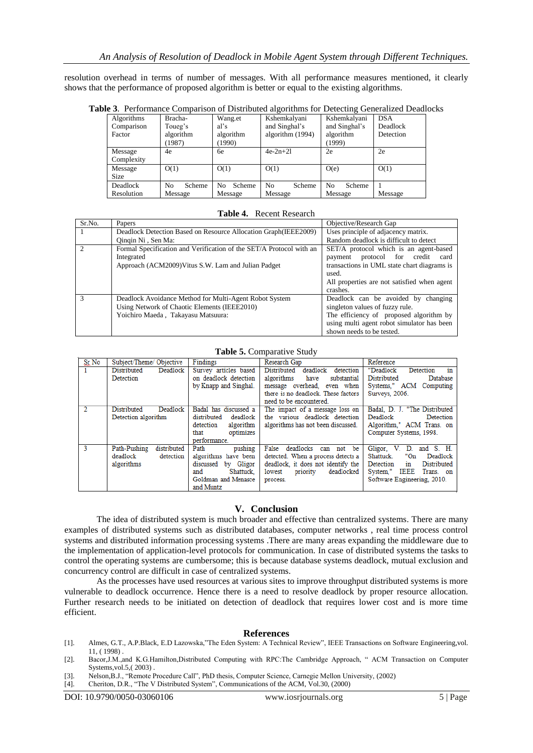resolution overhead in terms of number of messages. With all performance measures mentioned, it clearly shows that the performance of proposed algorithm is better or equal to the existing algorithms.

**Table 3**. Performance Comparison of Distributed algorithms for Detecting Generalized Deadlocks

| Algorithms Comparison Factor | Bracha-Toueg's algorithm (1987) | Wang.et al's algorithm (1990) | Kshemkalyani and Singhal's algorithm (1994) | Kshemkalyani and Singhal's algorithm (1999) | DSA Deadlock Detection |
|---|---|---|---|---|---|
| Message Complexity | 4e | 6e | 4e-2n+2l | 2e | 2e |
| Message Size | O(1) | O(1) | O(1) | O(e) | O(1) |
| Deadlock Resolution | No Scheme Message | No Scheme Message | No Scheme Message | No Scheme Message | 1 Message |

**Table 4.** Recent Research

| Sr.No. | Papers | Objective/Research Gap |
|---|---|---|
| 1 | Deadlock Detection Based on Resource Allocation Graph(IEEE2009) Qinqin Ni , Sen Ma: | Uses principle of adjacency matrix. Random deadlock is difficult to detect |
| 2 | Formal Specification and Verification of the SET/A Protocol with an Integrated Approach (ACM2009)Vitus S.W. Lam and Julian Padget | SET/A protocol which is an agent-based payment protocol for credit card transactions in UML state chart diagrams is used. All properties are not satisfied when agent crashes. |
| 3 | Deadlock Avoidance Method for Multi-Agent Robot System Using Network of Chaotic Elements (IEEE2010) Yoichiro Maeda , Takayasu Matsuura: | Deadlock can be avoided by changing singleton values of fuzzy rule. The efficiency of proposed algorithm by using multi agent robot simulator has been shown needs to be tested. |

**Table 5.** Comparative Study

| Sr. No | Subject/Theme/ Objective | Findings | Research Gap | Reference |
|---|---|---|---|---|
| 1 | Distributed Deadlock Detection | Survey articles based on deadlock detection by Knapp and Singhal. | Distributed deadlock detection algorithms have substantial message overhead, even when there is no deadlock. These factors need to be encountered. | "Deadlock Detection in Distributed Database Systems," ACM Computing Surveys, 2006. |
| 2 | Distributed Deadlock Detection algorithm | Badal has discussed a distributed deadlock detection algorithm that optimizes performance. | The impact of a message loss on the various deadlock detection algorithms has not been discussed. | Badal, D. J. "The Distributed Deadlock Detection Algorithm," ACM Trans. on Computer Systems, 1998. |
| 3 | Path-Pushing distributed deadlock detection algorithms | Path pushing algorithms have been discussed by Gligor and Shattuck, Goldman and Menasce and Muntz | False deadlocks can not be detected. When a process detects a deadlock, it does not identify the lowest priority deadlocked process. | Gligor, V. D. and S. H. Shattuck. "On Deadlock Detection in Distributed System," IEEE Trans. on Software Engineering, 2010. |

## V. Conclusion

The idea of distributed system is much broader and effective than centralized systems. There are many examples of distributed systems such as distributed databases, computer networks , real time process control systems and distributed information processing systems .There are many areas expanding the middleware due to the implementation of application-level protocols for communication. In case of distributed systems the tasks to control the operating systems are cumbersome; this is because database systems deadlock, mutual exclusion and concurrency control are difficult in case of centralized systems.

As the processes have used resources at various sites to improve throughput distributed systems is more vulnerable to deadlock occurrence. Hence there is a need to resolve deadlock by proper resource allocation. Further research needs to be initiated on detection of deadlock that requires lower cost and is more time efficient.

## References

[1]. Almes, G.T., A.P.Black, E.D Lazowska,"The Eden System: A Technical Review", IEEE Transactions on Software Engineering,vol. 11, ( 1998) .

[2]. Bacor,J.M.,and K.G.Hamilton,Distributed Computing with RPC:The Cambridge Approach, " ACM Transaction on Computer Systems,vol.5,( 2003) .

[3]. Nelson,B.J., "Remote Procedure Call", PhD thesis, Computer Science, Carnegie Mellon University, (2002)

[4]. Cheriton, D.R., "The V Distributed System", Communications of the ACM, Vol.30, (2000)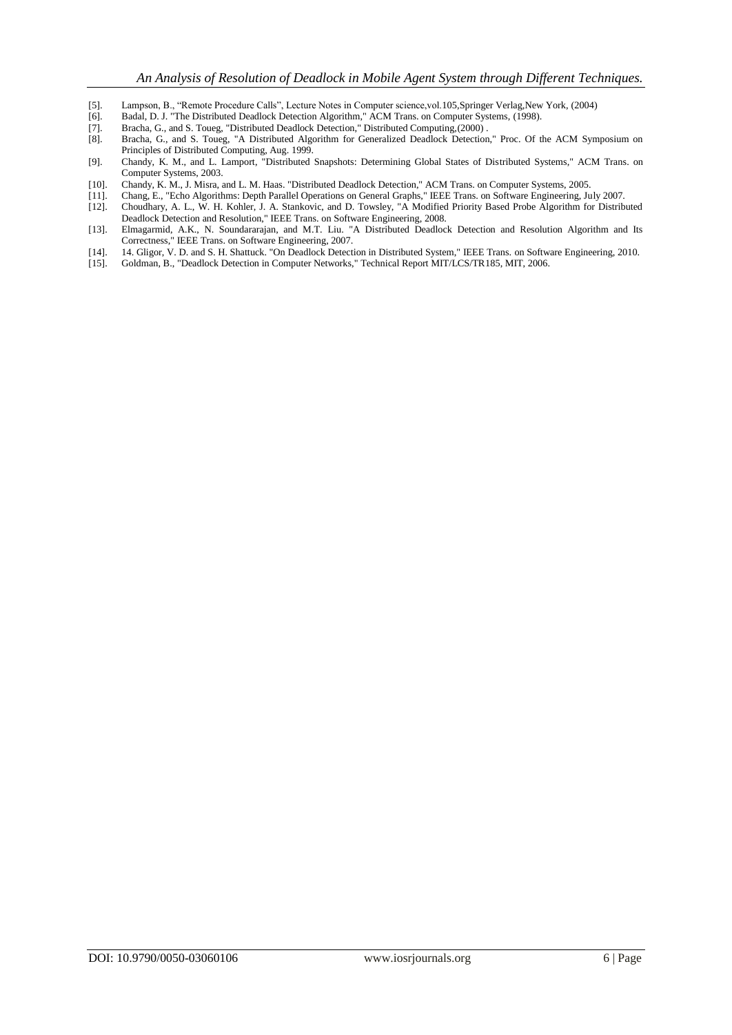[5]. Lampson, B., "Remote Procedure Calls", Lecture Notes in Computer science,vol.105,Springer Verlag,New York, (2004)

[6]. Badal, D. J. "The Distributed Deadlock Detection Algorithm," ACM Trans. on Computer Systems, (1998).

[7]. Bracha, G., and S. Toueg, "Distributed Deadlock Detection," Distributed Computing,(2000) .

[8]. Bracha, G., and S. Toueg, "A Distributed Algorithm for Generalized Deadlock Detection," Proc. Of the ACM Symposium on Principles of Distributed Computing, Aug. 1999.

[9]. Chandy, K. M., and L. Lamport, "Distributed Snapshots: Determining Global States of Distributed Systems," ACM Trans. on Computer Systems, 2003.

[10]. Chandy, K. M., J. Misra, and L. M. Haas. "Distributed Deadlock Detection," ACM Trans. on Computer Systems, 2005.

[11]. Chang, E., "Echo Algorithms: Depth Parallel Operations on General Graphs," IEEE Trans. on Software Engineering, July 2007.

[12]. Choudhary, A. L., W. H. Kohler, J. A. Stankovic, and D. Towsley, "A Modified Priority Based Probe Algorithm for Distributed Deadlock Detection and Resolution," IEEE Trans. on Software Engineering, 2008.

[13]. Elmagarmid, A.K., N. Soundararajan, and M.T. Liu. "A Distributed Deadlock Detection and Resolution Algorithm and Its Correctness," IEEE Trans. on Software Engineering, 2007.

[14]. 14. Gligor, V. D. and S. H. Shattuck. "On Deadlock Detection in Distributed System," IEEE Trans. on Software Engineering, 2010.

[15]. Goldman, B., "Deadlock Detection in Computer Networks," Technical Report MIT/LCS/TR185, MIT, 2006.